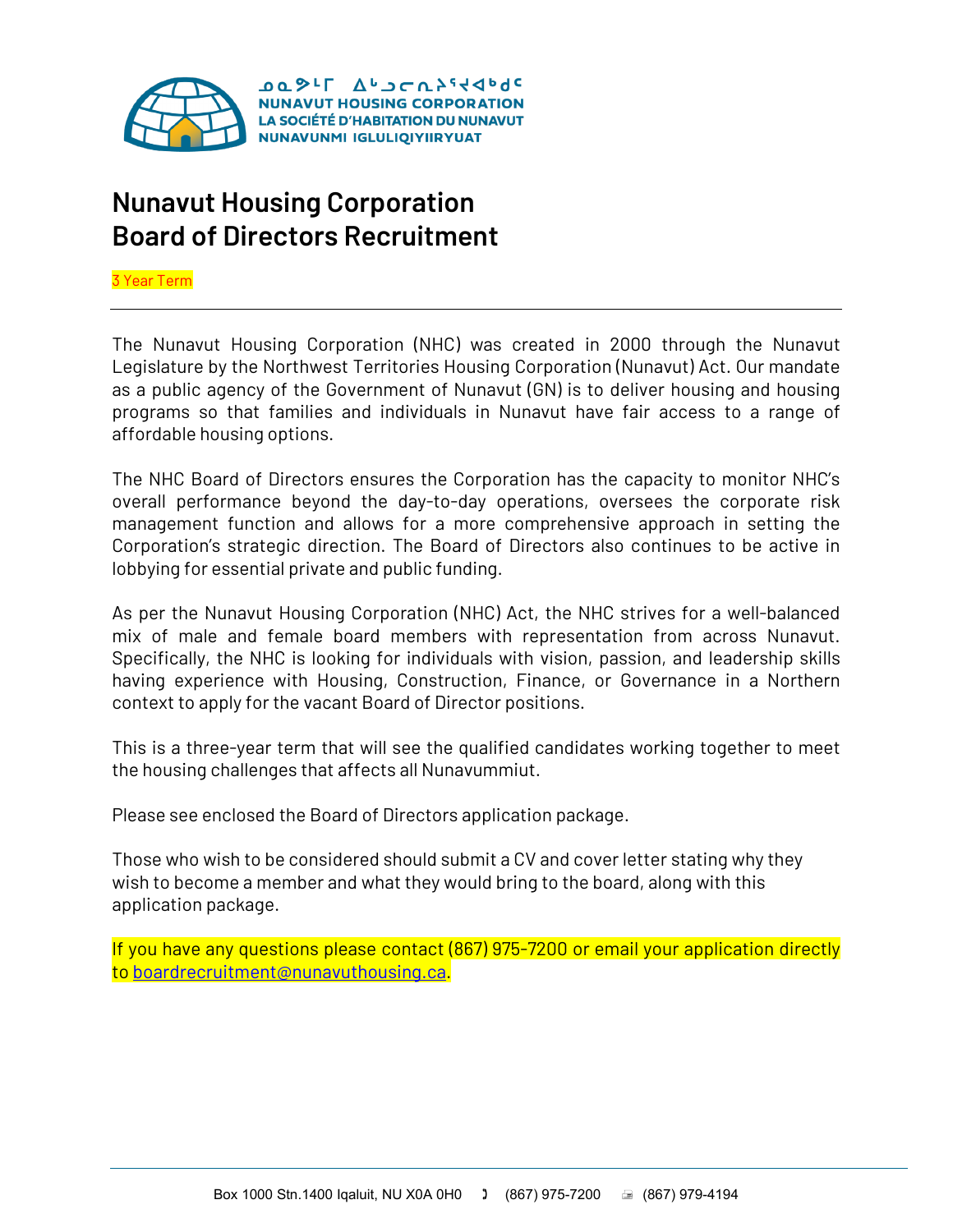ᓄᓇᕗᒻᒥ ᐃᒡᓗᓕᕆᔨᒃᑯᑦ
NUNAVUT HOUSING CORPORATION
LA SOCIÉTÉ D'HABITATION DU NUNAVUT
NUNAVUNMI IGLULIQIYIIRYUAT

# Nunavut Housing Corporation
# Board of Directors Recruitment

3 Year Term

---

The Nunavut Housing Corporation (NHC) was created in 2000 through the Nunavut Legislature by the Northwest Territories Housing Corporation (Nunavut) Act. Our mandate as a public agency of the Government of Nunavut (GN) is to deliver housing and housing programs so that families and individuals in Nunavut have fair access to a range of affordable housing options.

The NHC Board of Directors ensures the Corporation has the capacity to monitor NHC's overall performance beyond the day-to-day operations, oversees the corporate risk management function and allows for a more comprehensive approach in setting the Corporation's strategic direction. The Board of Directors also continues to be active in lobbying for essential private and public funding.

As per the Nunavut Housing Corporation (NHC) Act, the NHC strives for a well-balanced mix of male and female board members with representation from across Nunavut. Specifically, the NHC is looking for individuals with vision, passion, and leadership skills having experience with Housing, Construction, Finance, or Governance in a Northern context to apply for the vacant Board of Director positions.

This is a three-year term that will see the qualified candidates working together to meet the housing challenges that affects all Nunavummiut.

Please see enclosed the Board of Directors application package.

Those who wish to be considered should submit a CV and cover letter stating why they wish to become a member and what they would bring to the board, along with this application package.

If you have any questions please contact (867) 975-7200 or email your application directly to boardrecruitment@nunavuthousing.ca.

Box 1000 Stn.1400 Iqaluit, NU X0A 0H0 (867) 975-7200 (867) 979-4194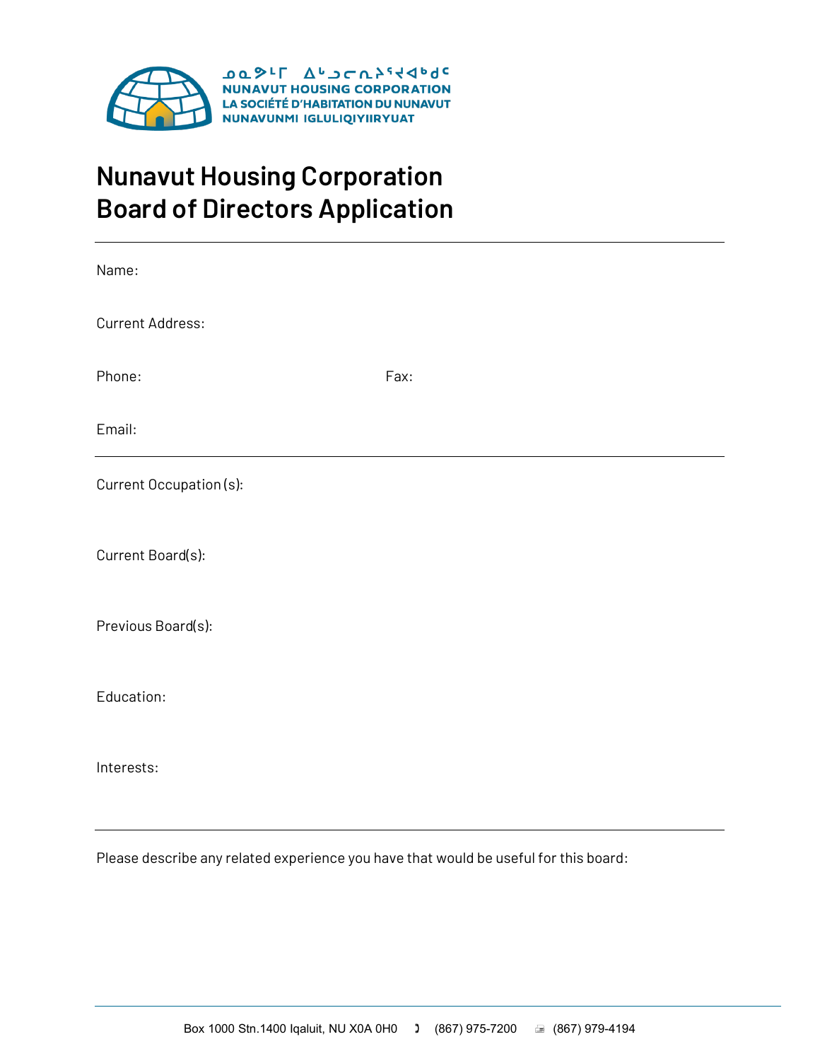ᓄᓇᕗᒻᒥ ᐃᒡᓗᓕᕆᔨᕐᔪᐊᑦ
NUNAVUT HOUSING CORPORATION
LA SOCIÉTÉ D'HABITATION DU NUNAVUT
NUNAVUNMI IGLULIQIYIIRYUAT

# Nunavut Housing Corporation Board of Directors Application

---

Name:

Current Address:

Phone: Fax:

Email:

---

Current Occupation (s):

Current Board(s):

Previous Board(s):

Education:

Interests:

---

Please describe any related experience you have that would be useful for this board:

---

Box 1000 Stn.1400 Iqaluit, NU X0A 0H0 (867) 975-7200 (867) 979-4194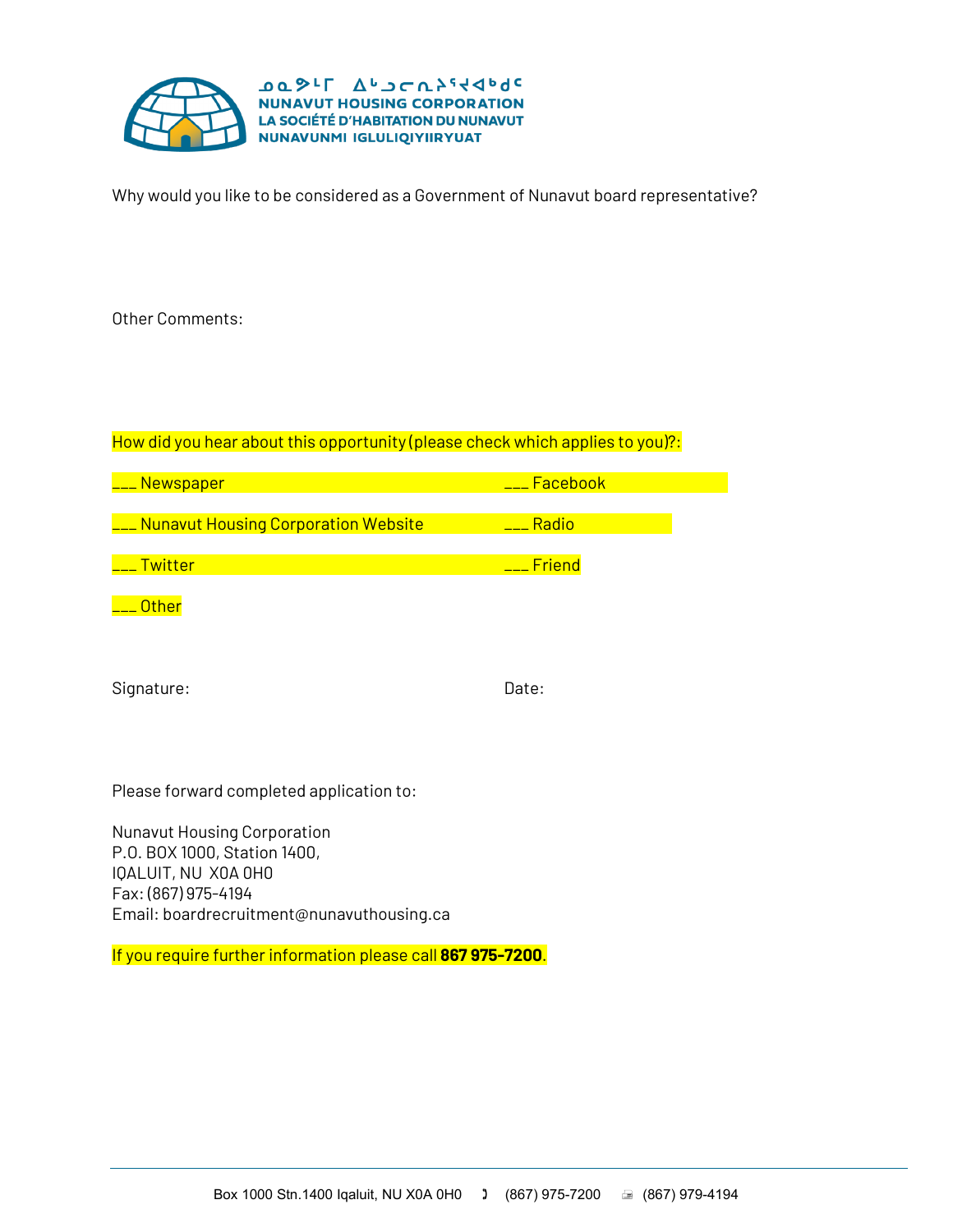ᓄᓇᕗᒻᒥ ᐃᒡᓗᓕᕆᔨᕐᔪᐊᑦ
NUNAVUT HOUSING CORPORATION
LA SOCIÉTÉ D'HABITATION DU NUNAVUT
NUNAVUNMI IGLULIQIYIIRYUAT

Why would you like to be considered as a Government of Nunavut board representative?

Other Comments:

How did you hear about this opportunity (please check which applies to you)?:

___ Newspaper

___ Facebook

___ Nunavut Housing Corporation Website

___ Radio

___ Twitter

___ Friend

___ Other

Signature:

Date:

Please forward completed application to:

Nunavut Housing Corporation
P.O. BOX 1000, Station 1400,
IQALUIT, NU X0A 0H0
Fax: (867) 975-4194
Email: boardrecruitment@nunavuthousing.ca

If you require further information please call **867 975-7200**.

Box 1000 Stn.1400 Iqaluit, NU X0A 0H0 (867) 975-7200 (867) 979-4194